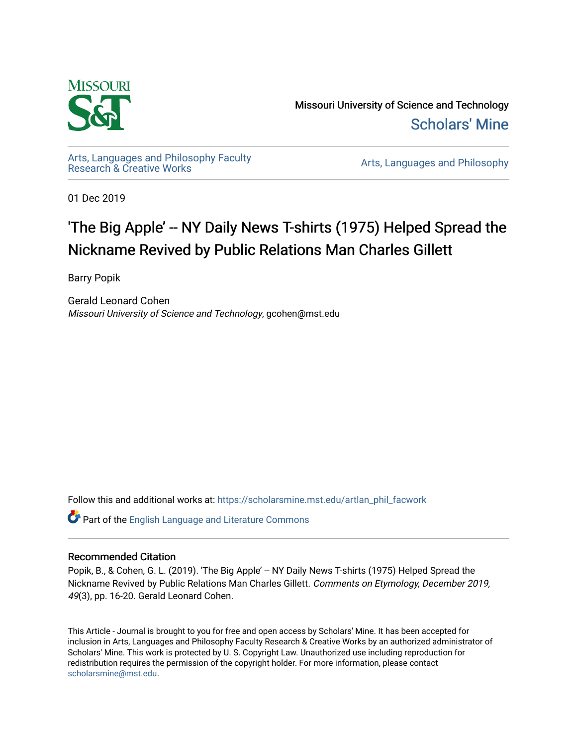Missouri University of Science and Technology

Scholars' Mine

Arts, Languages and Philosophy Faculty Research & Creative Works

Arts, Languages and Philosophy

01 Dec 2019

# 'The Big Apple' -- NY Daily News T-shirts (1975) Helped Spread the Nickname Revived by Public Relations Man Charles Gillett

Barry Popik

Gerald Leonard Cohen
*Missouri University of Science and Technology*, gcohen@mst.edu

Follow this and additional works at: https://scholarsmine.mst.edu/artlan_phil_facwork

Part of the English Language and Literature Commons

## Recommended Citation

Popik, B., & Cohen, G. L. (2019). 'The Big Apple' -- NY Daily News T-shirts (1975) Helped Spread the Nickname Revived by Public Relations Man Charles Gillett. *Comments on Etymology, December 2019, 49*(3), pp. 16-20. Gerald Leonard Cohen.

This Article - Journal is brought to you for free and open access by Scholars' Mine. It has been accepted for inclusion in Arts, Languages and Philosophy Faculty Research & Creative Works by an authorized administrator of Scholars' Mine. This work is protected by U. S. Copyright Law. Unauthorized use including reproduction for redistribution requires the permission of the copyright holder. For more information, please contact scholarsmine@mst.edu.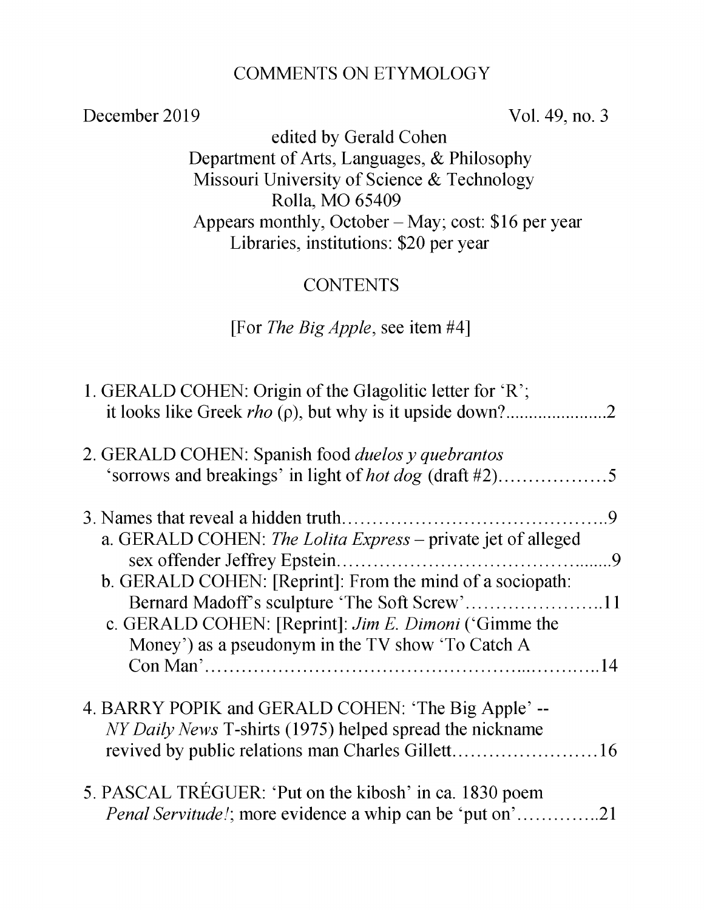# COMMENTS ON ETYMOLOGY

December 2019 Vol. 49, no. 3

edited by Gerald Cohen
Department of Arts, Languages, & Philosophy
Missouri University of Science & Technology
Rolla, MO 65409
Appears monthly, October – May; cost: $16 per year
Libraries, institutions: $20 per year

## CONTENTS

[For *The Big Apple*, see item #4]

1. GERALD COHEN: Origin of the Glagolitic letter for 'R'; it looks like Greek *rho* (ρ), but why is it upside down?......................2

2. GERALD COHEN: Spanish food *duelos y quebrantos* 'sorrows and breakings' in light of *hot dog* (draft #2)………………5

3. Names that reveal a hidden truth……………………………………..9
   a. GERALD COHEN: *The Lolita Express* – private jet of alleged sex offender Jeffrey Epstein………………………………….......9
   b. GERALD COHEN: [Reprint]: From the mind of a sociopath: Bernard Madoff's sculpture 'The Soft Screw'…………………..11
   c. GERALD COHEN: [Reprint]: *Jim E. Dimoni* ('Gimme the Money') as a pseudonym in the TV show 'To Catch A Con Man'…………………………………………...………..14

4. BARRY POPIK and GERALD COHEN: 'The Big Apple' -- *NY Daily News* T-shirts (1975) helped spread the nickname revived by public relations man Charles Gillett……………………16

5. PASCAL TRÉGUER: 'Put on the kibosh' in ca. 1830 poem *Penal Servitude!*; more evidence a whip can be 'put on'…………..21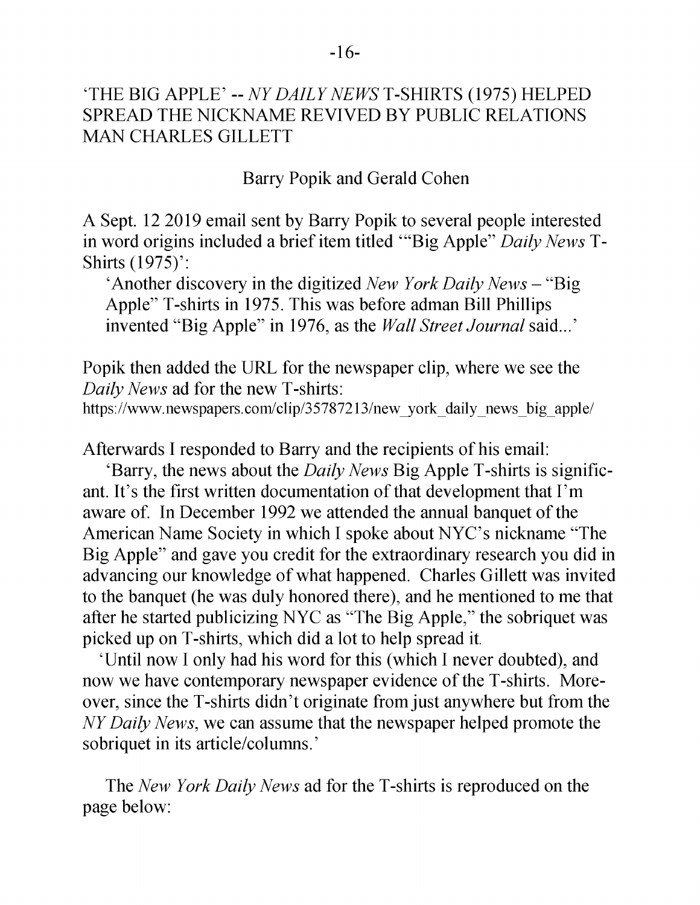# 'THE BIG APPLE' -- *NY DAILY NEWS* T-SHIRTS (1975) HELPED SPREAD THE NICKNAME REVIVED BY PUBLIC RELATIONS MAN CHARLES GILLETT

Barry Popik and Gerald Cohen

A Sept. 12 2019 email sent by Barry Popik to several people interested in word origins included a brief item titled '"Big Apple" *Daily News* T-Shirts (1975)':

> 'Another discovery in the digitized *New York Daily News* – "Big Apple" T-shirts in 1975. This was before adman Bill Phillips invented "Big Apple" in 1976, as the *Wall Street Journal* said...'

Popik then added the URL for the newspaper clip, where we see the *Daily News* ad for the new T-shirts:
https://www.newspapers.com/clip/35787213/new_york_daily_news_big_apple/

Afterwards I responded to Barry and the recipients of his email:

> 'Barry, the news about the *Daily News* Big Apple T-shirts is significant. It's the first written documentation of that development that I'm aware of. In December 1992 we attended the annual banquet of the American Name Society in which I spoke about NYC's nickname "The Big Apple" and gave you credit for the extraordinary research you did in advancing our knowledge of what happened. Charles Gillett was invited to the banquet (he was duly honored there), and he mentioned to me that after he started publicizing NYC as "The Big Apple," the sobriquet was picked up on T-shirts, which did a lot to help spread it.
>
> 'Until now I only had his word for this (which I never doubted), and now we have contemporary newspaper evidence of the T-shirts. Moreover, since the T-shirts didn't originate from just anywhere but from the *NY Daily News*, we can assume that the newspaper helped promote the sobriquet in its article/columns.'

The *New York Daily News* ad for the T-shirts is reproduced on the page below: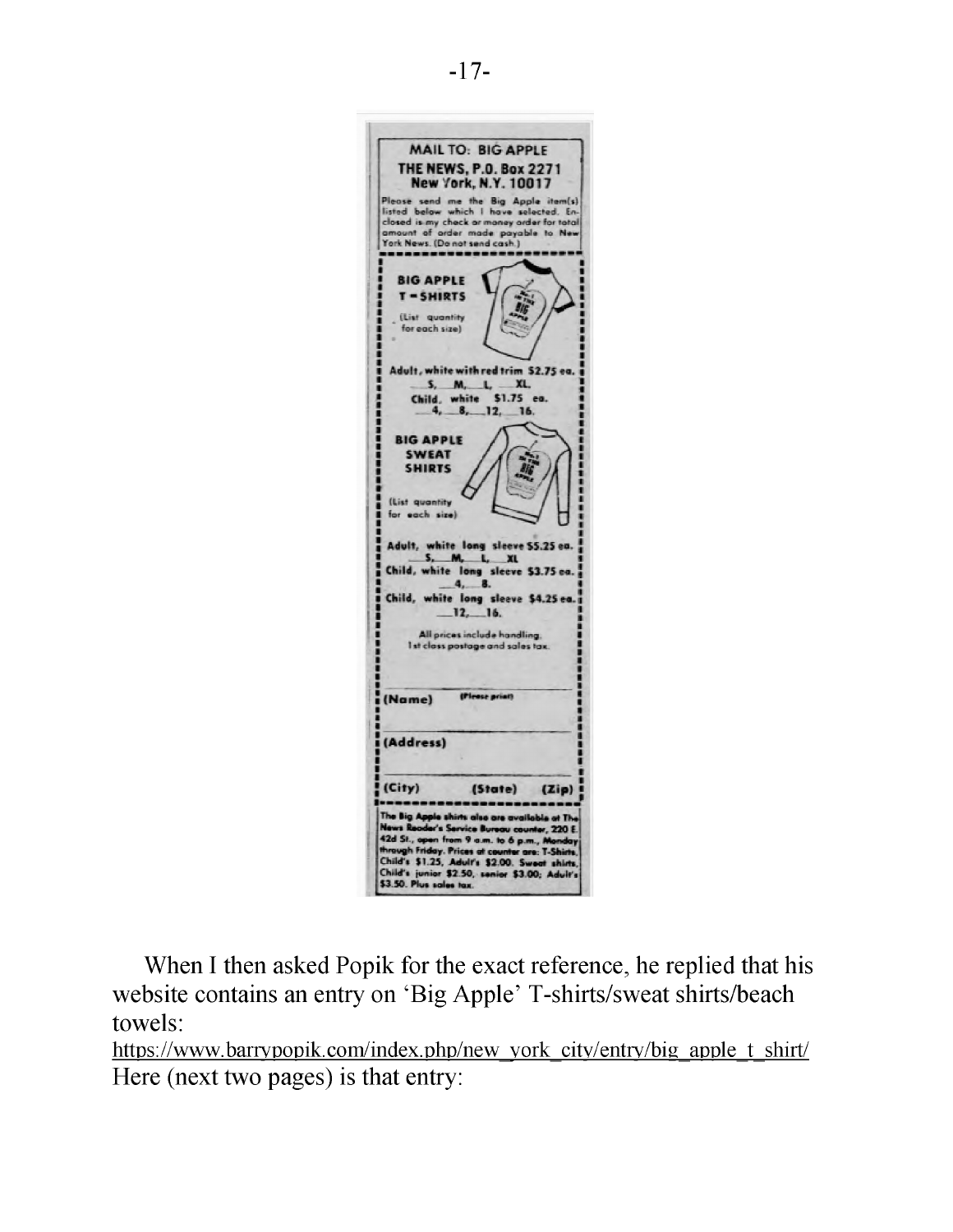MAIL TO: BIG APPLE
THE NEWS, P.O. Box 2271
New York, N.Y. 10017

Please send me the Big Apple item(s) listed below which I have selected. Enclosed is my check or money order for total amount of order made payable to New York News. (Do not send cash.)

**BIG APPLE T-SHIRTS**

(List quantity for each size)

Adult, white with red trim $2.75 ea.
__S, __M, __L, __XL.
Child, white $1.75 ea.
__4, __8, __12, __16.

**BIG APPLE SWEAT SHIRTS**

(List quantity for each size)

Adult, white long sleeve $5.25 ea.
__S, __M, __L, __XL
Child, white long sleeve $3.75 ea.
__4, __8.
Child, white long sleeve $4.25 ea.
__12, __16.

All prices include handling, 1st class postage and sales tax.

(Name) (Please print)

(Address)

(City) (State) (Zip)

The Big Apple shirts also are available at The News Reader's Service Bureau counter, 220 E. 42d St., open from 9 a.m. to 6 p.m., Monday through Friday. Prices at counter are: T-Shirts, Child's $1.25, Adult's $2.00. Sweat shirts, Child's junior $2.50, senior $3.00; Adult's $3.50. Plus sales tax.

When I then asked Popik for the exact reference, he replied that his website contains an entry on 'Big Apple' T-shirts/sweat shirts/beach towels:
https://www.barrypopik.com/index.php/new_york_city/entry/big_apple_t_shirt/
Here (next two pages) is that entry: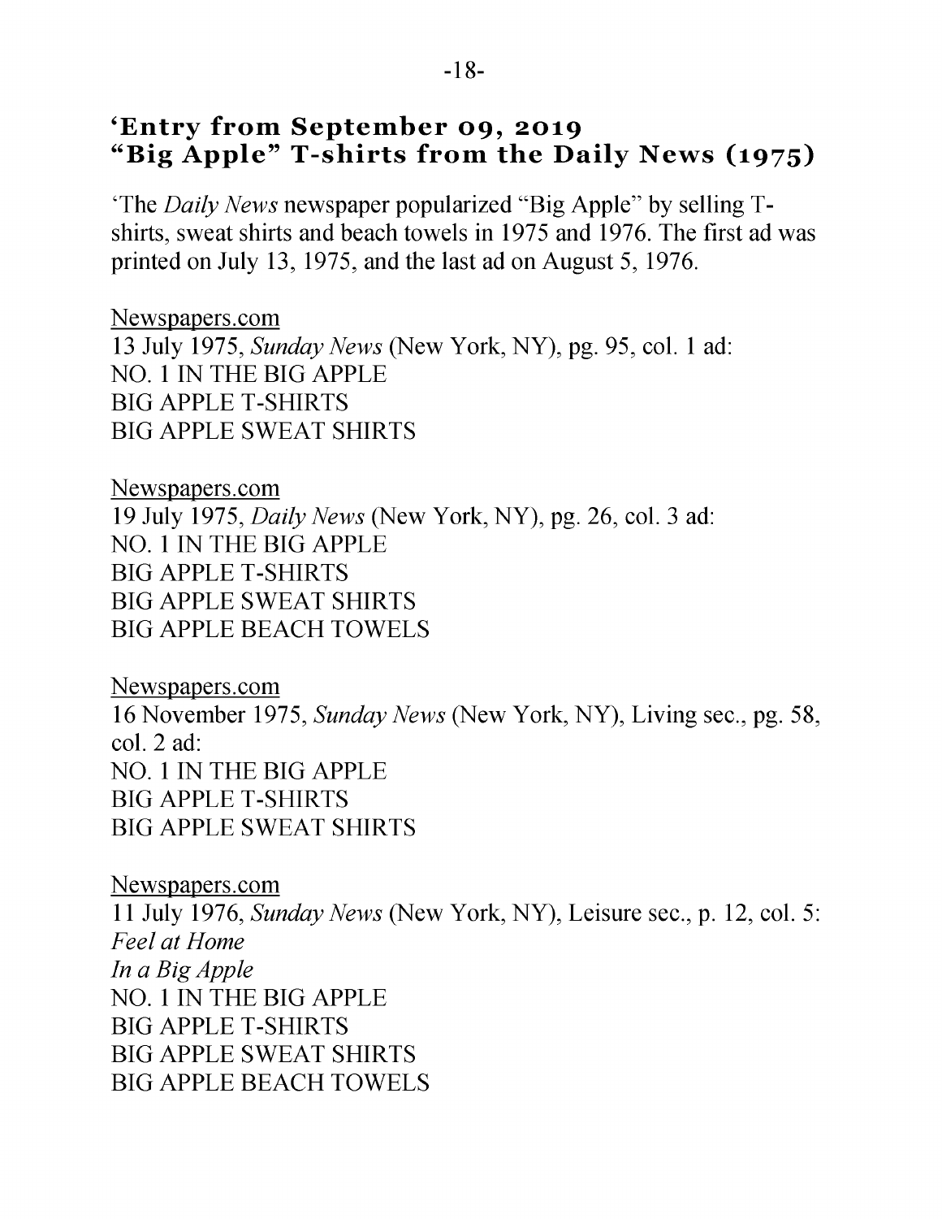## 'Entry from September 09, 2019
## "Big Apple" T-shirts from the Daily News (1975)

'The *Daily News* newspaper popularized "Big Apple" by selling T-shirts, sweat shirts and beach towels in 1975 and 1976. The first ad was printed on July 13, 1975, and the last ad on August 5, 1976.

Newspapers.com
13 July 1975, *Sunday News* (New York, NY), pg. 95, col. 1 ad:
NO. 1 IN THE BIG APPLE
BIG APPLE T-SHIRTS
BIG APPLE SWEAT SHIRTS

Newspapers.com
19 July 1975, *Daily News* (New York, NY), pg. 26, col. 3 ad:
NO. 1 IN THE BIG APPLE
BIG APPLE T-SHIRTS
BIG APPLE SWEAT SHIRTS
BIG APPLE BEACH TOWELS

Newspapers.com
16 November 1975, *Sunday News* (New York, NY), Living sec., pg. 58, col. 2 ad:
NO. 1 IN THE BIG APPLE
BIG APPLE T-SHIRTS
BIG APPLE SWEAT SHIRTS

Newspapers.com
11 July 1976, *Sunday News* (New York, NY), Leisure sec., p. 12, col. 5:
*Feel at Home*
*In a Big Apple*
NO. 1 IN THE BIG APPLE
BIG APPLE T-SHIRTS
BIG APPLE SWEAT SHIRTS
BIG APPLE BEACH TOWELS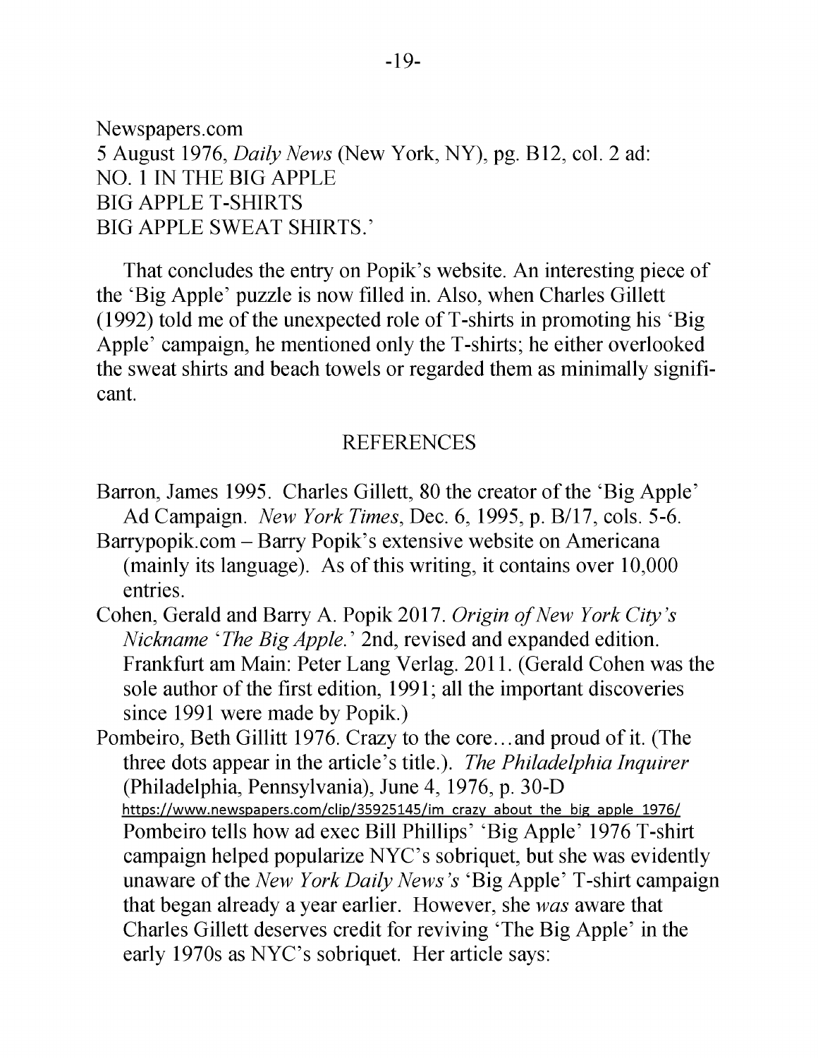Newspapers.com
5 August 1976, *Daily News* (New York, NY), pg. B12, col. 2 ad:
NO. 1 IN THE BIG APPLE
BIG APPLE T-SHIRTS
BIG APPLE SWEAT SHIRTS.'

That concludes the entry on Popik's website. An interesting piece of the 'Big Apple' puzzle is now filled in. Also, when Charles Gillett (1992) told me of the unexpected role of T-shirts in promoting his 'Big Apple' campaign, he mentioned only the T-shirts; he either overlooked the sweat shirts and beach towels or regarded them as minimally significant.

## REFERENCES

Barron, James 1995. Charles Gillett, 80 the creator of the 'Big Apple' Ad Campaign. *New York Times*, Dec. 6, 1995, p. B/17, cols. 5-6.

Barrypopik.com – Barry Popik's extensive website on Americana (mainly its language). As of this writing, it contains over 10,000 entries.

Cohen, Gerald and Barry A. Popik 2017. *Origin of New York City's Nickname 'The Big Apple.'* 2nd, revised and expanded edition. Frankfurt am Main: Peter Lang Verlag. 2011. (Gerald Cohen was the sole author of the first edition, 1991; all the important discoveries since 1991 were made by Popik.)

Pombeiro, Beth Gillitt 1976. Crazy to the core…and proud of it. (The three dots appear in the article's title.). *The Philadelphia Inquirer* (Philadelphia, Pennsylvania), June 4, 1976, p. 30-D
https://www.newspapers.com/clip/35925145/im_crazy_about_the_big_apple_1976/
Pombeiro tells how ad exec Bill Phillips' 'Big Apple' 1976 T-shirt campaign helped popularize NYC's sobriquet, but she was evidently unaware of the *New York Daily News's* 'Big Apple' T-shirt campaign that began already a year earlier. However, she *was* aware that Charles Gillett deserves credit for reviving 'The Big Apple' in the early 1970s as NYC's sobriquet. Her article says: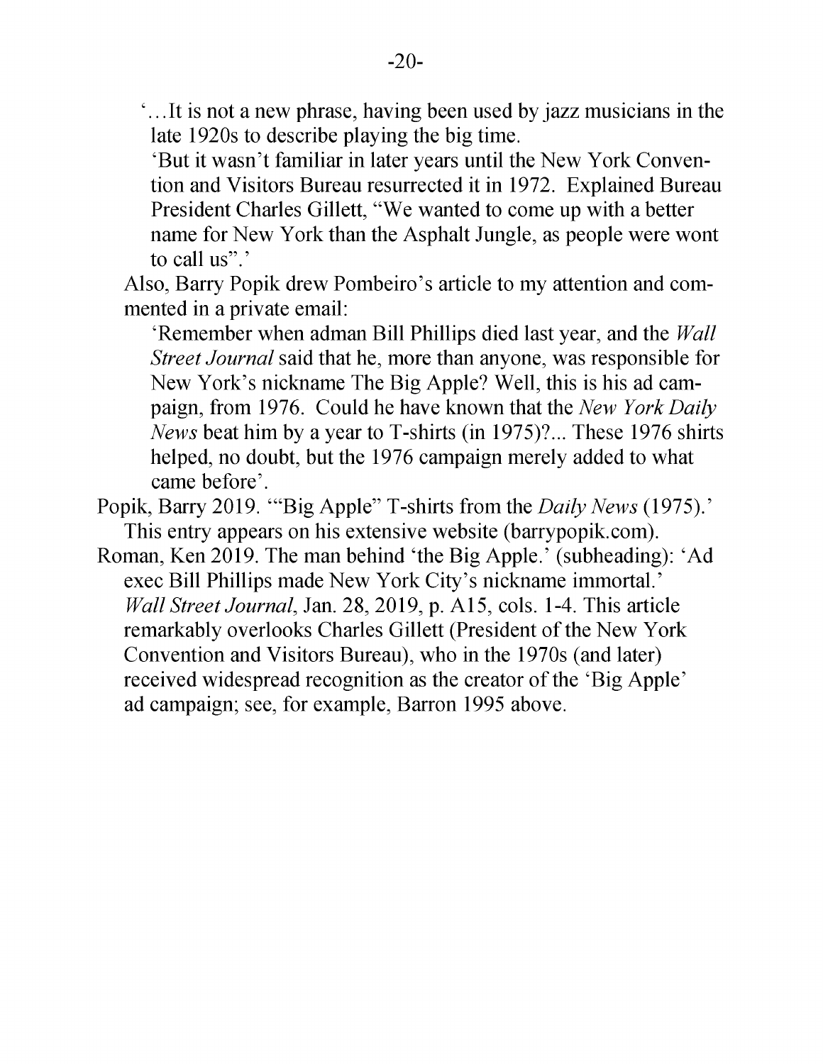'…It is not a new phrase, having been used by jazz musicians in the late 1920s to describe playing the big time.

'But it wasn't familiar in later years until the New York Convention and Visitors Bureau resurrected it in 1972. Explained Bureau President Charles Gillett, "We wanted to come up with a better name for New York than the Asphalt Jungle, as people were wont to call us".'

Also, Barry Popik drew Pombeiro's article to my attention and commented in a private email:

'Remember when adman Bill Phillips died last year, and the *Wall Street Journal* said that he, more than anyone, was responsible for New York's nickname The Big Apple? Well, this is his ad campaign, from 1976. Could he have known that the *New York Daily News* beat him by a year to T-shirts (in 1975)?... These 1976 shirts helped, no doubt, but the 1976 campaign merely added to what came before'.

Popik, Barry 2019. '"Big Apple" T-shirts from the *Daily News* (1975).' This entry appears on his extensive website (barrypopik.com).

Roman, Ken 2019. The man behind 'the Big Apple.' (subheading): 'Ad exec Bill Phillips made New York City's nickname immortal.' *Wall Street Journal*, Jan. 28, 2019, p. A15, cols. 1-4. This article remarkably overlooks Charles Gillett (President of the New York Convention and Visitors Bureau), who in the 1970s (and later) received widespread recognition as the creator of the 'Big Apple' ad campaign; see, for example, Barron 1995 above.